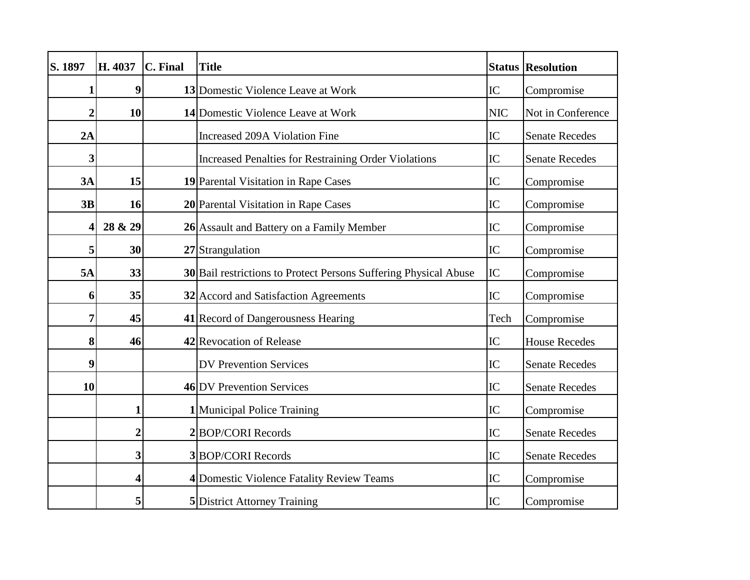| S. 1897 | H. 4037 | C. Final | Title | Status | Resolution |
|---|---|---|---|---|---|
| 1 | 9 | 13 | Domestic Violence Leave at Work | IC | Compromise |
| 2 | 10 | 14 | Domestic Violence Leave at Work | NIC | Not in Conference |
| 2A | | | Increased 209A Violation Fine | IC | Senate Recedes |
| 3 | | | Increased Penalties for Restraining Order Violations | IC | Senate Recedes |
| 3A | 15 | 19 | Parental Visitation in Rape Cases | IC | Compromise |
| 3B | 16 | 20 | Parental Visitation in Rape Cases | IC | Compromise |
| 4 | 28 & 29 | 26 | Assault and Battery on a Family Member | IC | Compromise |
| 5 | 30 | 27 | Strangulation | IC | Compromise |
| 5A | 33 | 30 | Bail restrictions to Protect Persons Suffering Physical Abuse | IC | Compromise |
| 6 | 35 | 32 | Accord and Satisfaction Agreements | IC | Compromise |
| 7 | 45 | 41 | Record of Dangerousness Hearing | Tech | Compromise |
| 8 | 46 | 42 | Revocation of Release | IC | House Recedes |
| 9 | | | DV Prevention Services | IC | Senate Recedes |
| 10 | | 46 | DV Prevention Services | IC | Senate Recedes |
| | 1 | 1 | Municipal Police Training | IC | Compromise |
| | 2 | 2 | BOP/CORI Records | IC | Senate Recedes |
| | 3 | 3 | BOP/CORI Records | IC | Senate Recedes |
| | 4 | 4 | Domestic Violence Fatality Review Teams | IC | Compromise |
| | 5 | 5 | District Attorney Training | IC | Compromise |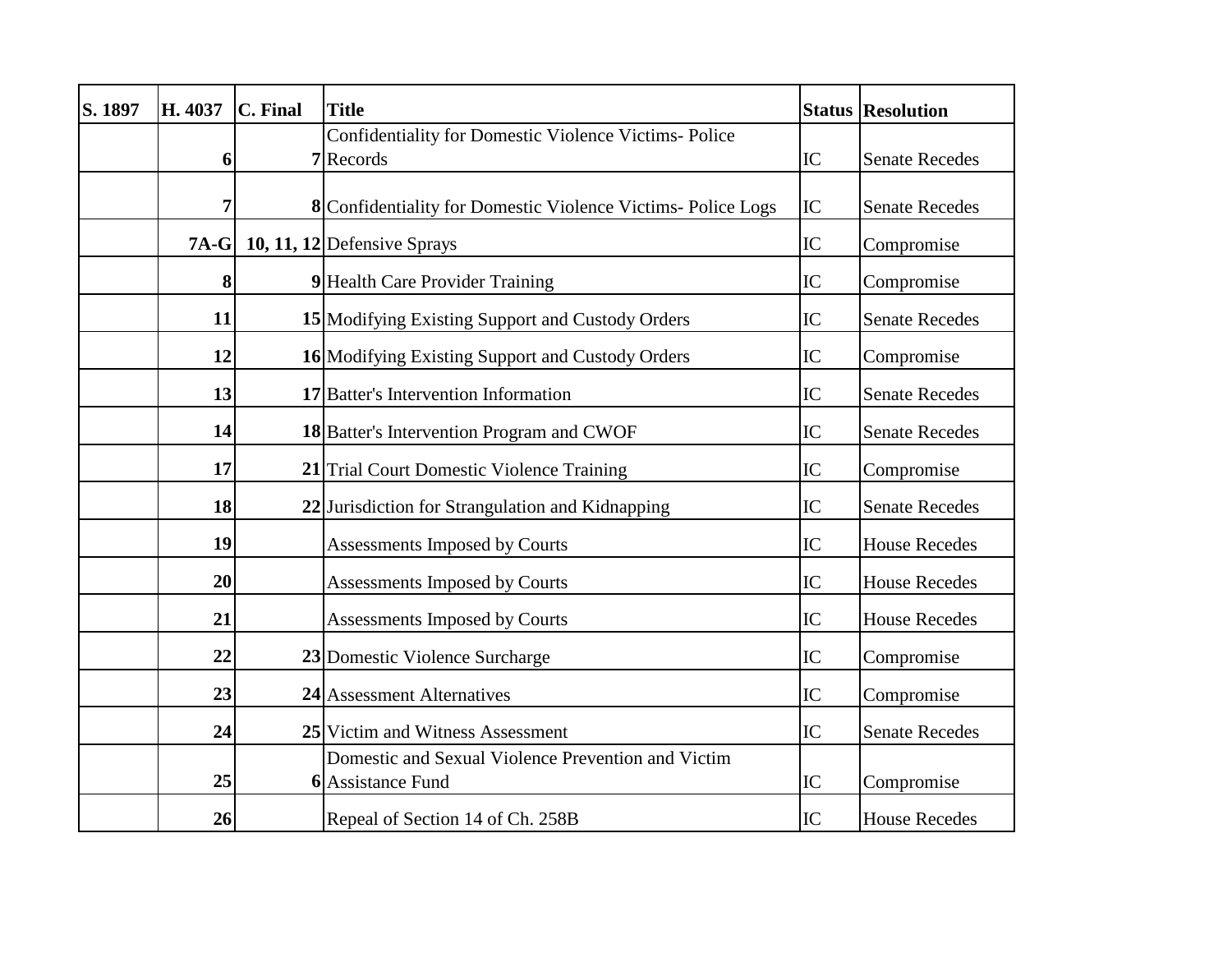| S. 1897 | H. 4037 | C. Final | Title | Status | Resolution |
|---|---|---|---|---|---|
| | 6 | 7 | Confidentiality for Domestic Violence Victims- Police Records | IC | Senate Recedes |
| | 7 | 8 | Confidentiality for Domestic Violence Victims- Police Logs | IC | Senate Recedes |
| | 7A-G | 10, 11, 12 | Defensive Sprays | IC | Compromise |
| | 8 | 9 | Health Care Provider Training | IC | Compromise |
| | 11 | 15 | Modifying Existing Support and Custody Orders | IC | Senate Recedes |
| | 12 | 16 | Modifying Existing Support and Custody Orders | IC | Compromise |
| | 13 | 17 | Batter's Intervention Information | IC | Senate Recedes |
| | 14 | 18 | Batter's Intervention Program and CWOF | IC | Senate Recedes |
| | 17 | 21 | Trial Court Domestic Violence Training | IC | Compromise |
| | 18 | 22 | Jurisdiction for Strangulation and Kidnapping | IC | Senate Recedes |
| | 19 | | Assessments Imposed by Courts | IC | House Recedes |
| | 20 | | Assessments Imposed by Courts | IC | House Recedes |
| | 21 | | Assessments Imposed by Courts | IC | House Recedes |
| | 22 | 23 | Domestic Violence Surcharge | IC | Compromise |
| | 23 | 24 | Assessment Alternatives | IC | Compromise |
| | 24 | 25 | Victim and Witness Assessment | IC | Senate Recedes |
| | 25 | 6 | Domestic and Sexual Violence Prevention and Victim Assistance Fund | IC | Compromise |
| | 26 | | Repeal of Section 14 of Ch. 258B | IC | House Recedes |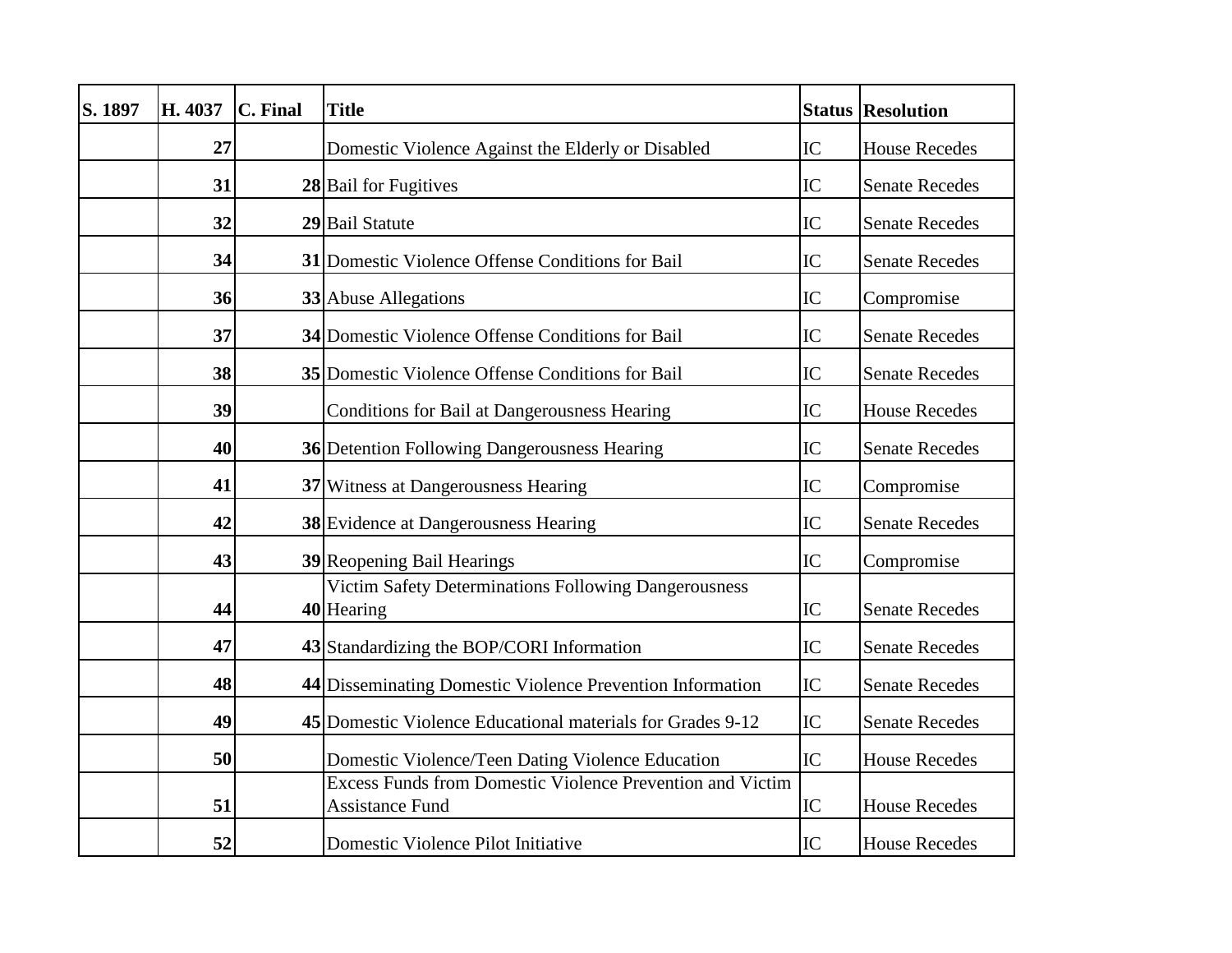| S. 1897 | H. 4037 | C. Final | Title | Status | Resolution |
|---|---|---|---|---|---|
| | 27 | | Domestic Violence Against the Elderly or Disabled | IC | House Recedes |
| | 31 | 28 | Bail for Fugitives | IC | Senate Recedes |
| | 32 | 29 | Bail Statute | IC | Senate Recedes |
| | 34 | 31 | Domestic Violence Offense Conditions for Bail | IC | Senate Recedes |
| | 36 | 33 | Abuse Allegations | IC | Compromise |
| | 37 | 34 | Domestic Violence Offense Conditions for Bail | IC | Senate Recedes |
| | 38 | 35 | Domestic Violence Offense Conditions for Bail | IC | Senate Recedes |
| | 39 | | Conditions for Bail at Dangerousness Hearing | IC | House Recedes |
| | 40 | 36 | Detention Following Dangerousness Hearing | IC | Senate Recedes |
| | 41 | 37 | Witness at Dangerousness Hearing | IC | Compromise |
| | 42 | 38 | Evidence at Dangerousness Hearing | IC | Senate Recedes |
| | 43 | 39 | Reopening Bail Hearings | IC | Compromise |
| | 44 | 40 | Victim Safety Determinations Following Dangerousness Hearing | IC | Senate Recedes |
| | 47 | 43 | Standardizing the BOP/CORI Information | IC | Senate Recedes |
| | 48 | 44 | Disseminating Domestic Violence Prevention Information | IC | Senate Recedes |
| | 49 | 45 | Domestic Violence Educational materials for Grades 9-12 | IC | Senate Recedes |
| | 50 | | Domestic Violence/Teen Dating Violence Education | IC | House Recedes |
| | 51 | | Excess Funds from Domestic Violence Prevention and Victim Assistance Fund | IC | House Recedes |
| | 52 | | Domestic Violence Pilot Initiative | IC | House Recedes |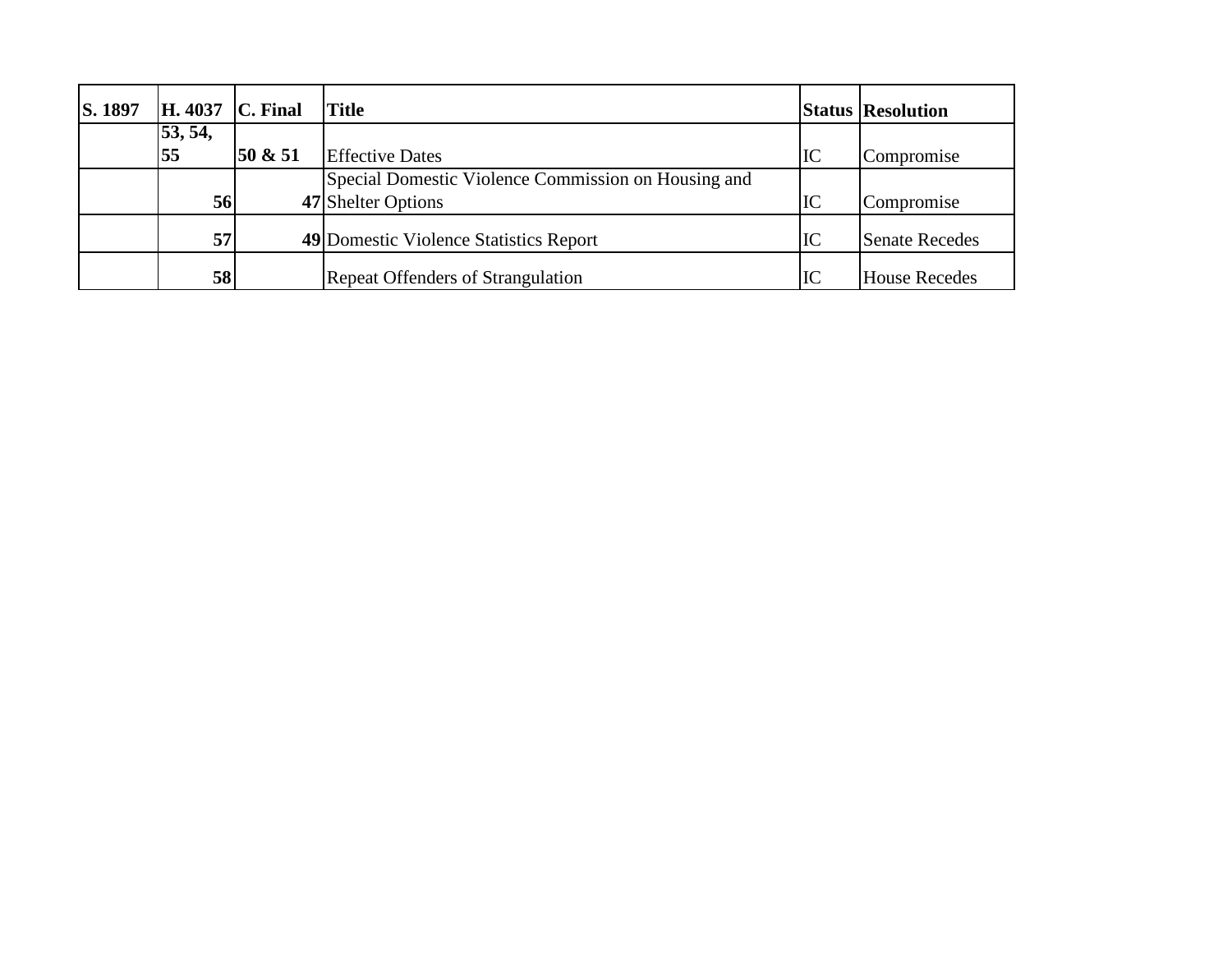| S. 1897 | H. 4037 | C. Final | Title | Status | Resolution |
|---|---|---|---|---|---|
| | **53, 54, 55** | **50 & 51** | Effective Dates | IC | Compromise |
| | **56** | **47** | Special Domestic Violence Commission on Housing and Shelter Options | IC | Compromise |
| | **57** | **49** | Domestic Violence Statistics Report | IC | Senate Recedes |
| | **58** | | Repeat Offenders of Strangulation | IC | House Recedes |